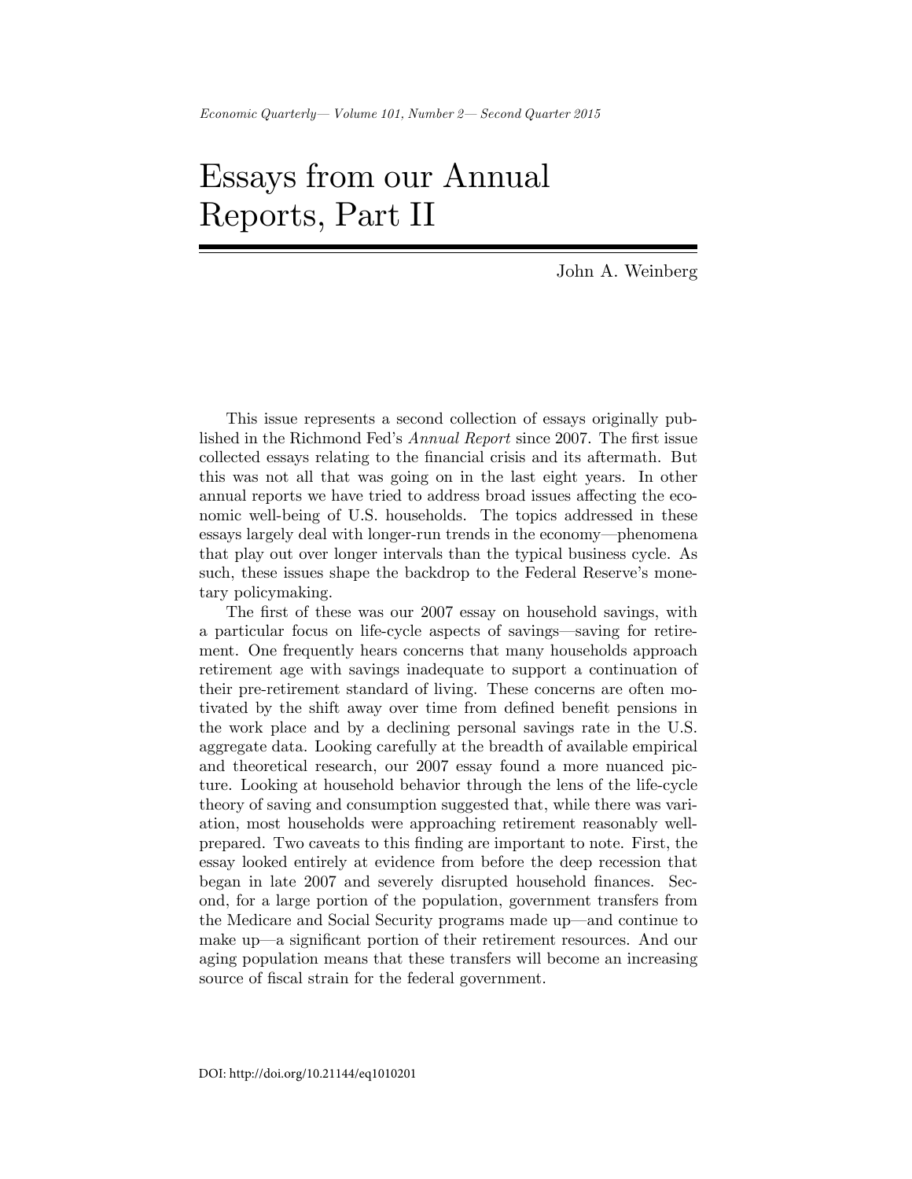# Essays from our Annual Reports, Part II

John A. Weinberg

This issue represents a second collection of essays originally published in the Richmond Fed's *Annual Report* since 2007. The first issue collected essays relating to the financial crisis and its aftermath. But this was not all that was going on in the last eight years. In other annual reports we have tried to address broad issues affecting the economic well-being of U.S. households. The topics addressed in these essays largely deal with longer-run trends in the economy—phenomena that play out over longer intervals than the typical business cycle. As such, these issues shape the backdrop to the Federal Reserve's monetary policymaking.

The first of these was our 2007 essay on household savings, with a particular focus on life-cycle aspects of savings—saving for retirement. One frequently hears concerns that many households approach retirement age with savings inadequate to support a continuation of their pre-retirement standard of living. These concerns are often motivated by the shift away over time from defined benefit pensions in the work place and by a declining personal savings rate in the U.S. aggregate data. Looking carefully at the breadth of available empirical and theoretical research, our 2007 essay found a more nuanced picture. Looking at household behavior through the lens of the life-cycle theory of saving and consumption suggested that, while there was variation, most households were approaching retirement reasonably well-prepared. Two caveats to this finding are important to note. First, the essay looked entirely at evidence from before the deep recession that began in late 2007 and severely disrupted household finances. Second, for a large portion of the population, government transfers from the Medicare and Social Security programs made up—and continue to make up—a significant portion of their retirement resources. And our aging population means that these transfers will become an increasing source of fiscal strain for the federal government.

DOI: http://doi.org/10.21144/eq1010201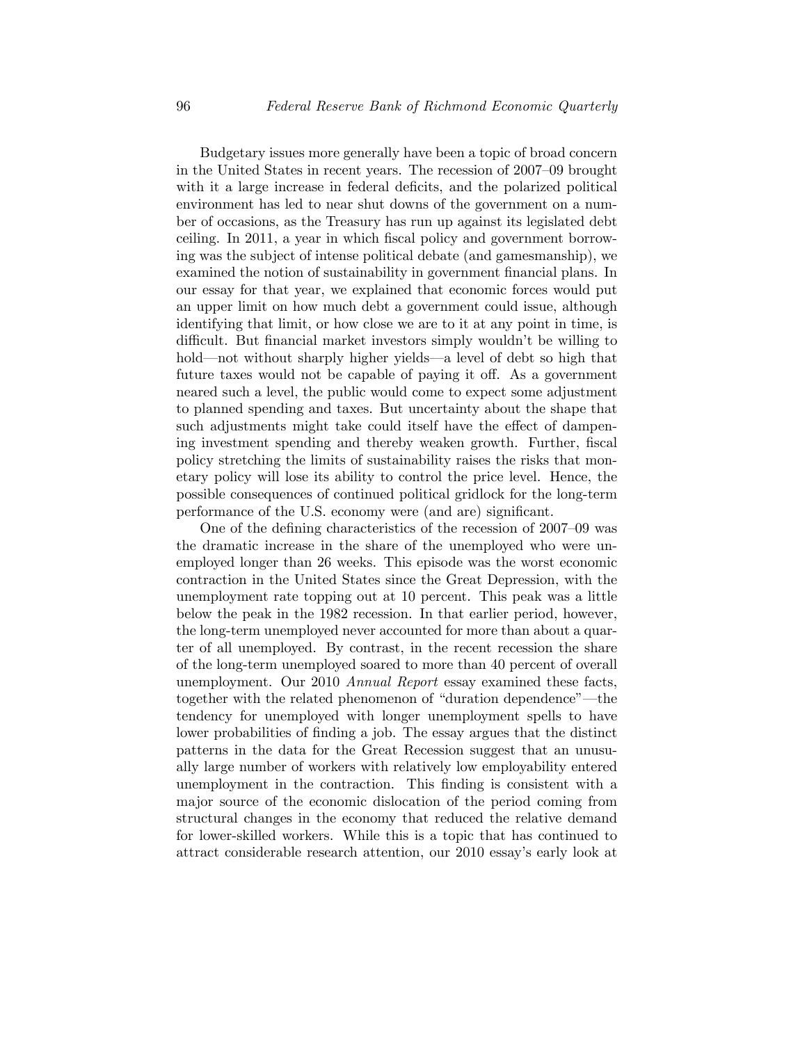Budgetary issues more generally have been a topic of broad concern in the United States in recent years. The recession of 2007–09 brought with it a large increase in federal deficits, and the polarized political environment has led to near shut downs of the government on a number of occasions, as the Treasury has run up against its legislated debt ceiling. In 2011, a year in which fiscal policy and government borrowing was the subject of intense political debate (and gamesmanship), we examined the notion of sustainability in government financial plans. In our essay for that year, we explained that economic forces would put an upper limit on how much debt a government could issue, although identifying that limit, or how close we are to it at any point in time, is difficult. But financial market investors simply wouldn't be willing to hold—not without sharply higher yields—a level of debt so high that future taxes would not be capable of paying it off. As a government neared such a level, the public would come to expect some adjustment to planned spending and taxes. But uncertainty about the shape that such adjustments might take could itself have the effect of dampening investment spending and thereby weaken growth. Further, fiscal policy stretching the limits of sustainability raises the risks that monetary policy will lose its ability to control the price level. Hence, the possible consequences of continued political gridlock for the long-term performance of the U.S. economy were (and are) significant.

One of the defining characteristics of the recession of 2007–09 was the dramatic increase in the share of the unemployed who were unemployed longer than 26 weeks. This episode was the worst economic contraction in the United States since the Great Depression, with the unemployment rate topping out at 10 percent. This peak was a little below the peak in the 1982 recession. In that earlier period, however, the long-term unemployed never accounted for more than about a quarter of all unemployed. By contrast, in the recent recession the share of the long-term unemployed soared to more than 40 percent of overall unemployment. Our 2010 *Annual Report* essay examined these facts, together with the related phenomenon of "duration dependence"—the tendency for unemployed with longer unemployment spells to have lower probabilities of finding a job. The essay argues that the distinct patterns in the data for the Great Recession suggest that an unusually large number of workers with relatively low employability entered unemployment in the contraction. This finding is consistent with a major source of the economic dislocation of the period coming from structural changes in the economy that reduced the relative demand for lower-skilled workers. While this is a topic that has continued to attract considerable research attention, our 2010 essay's early look at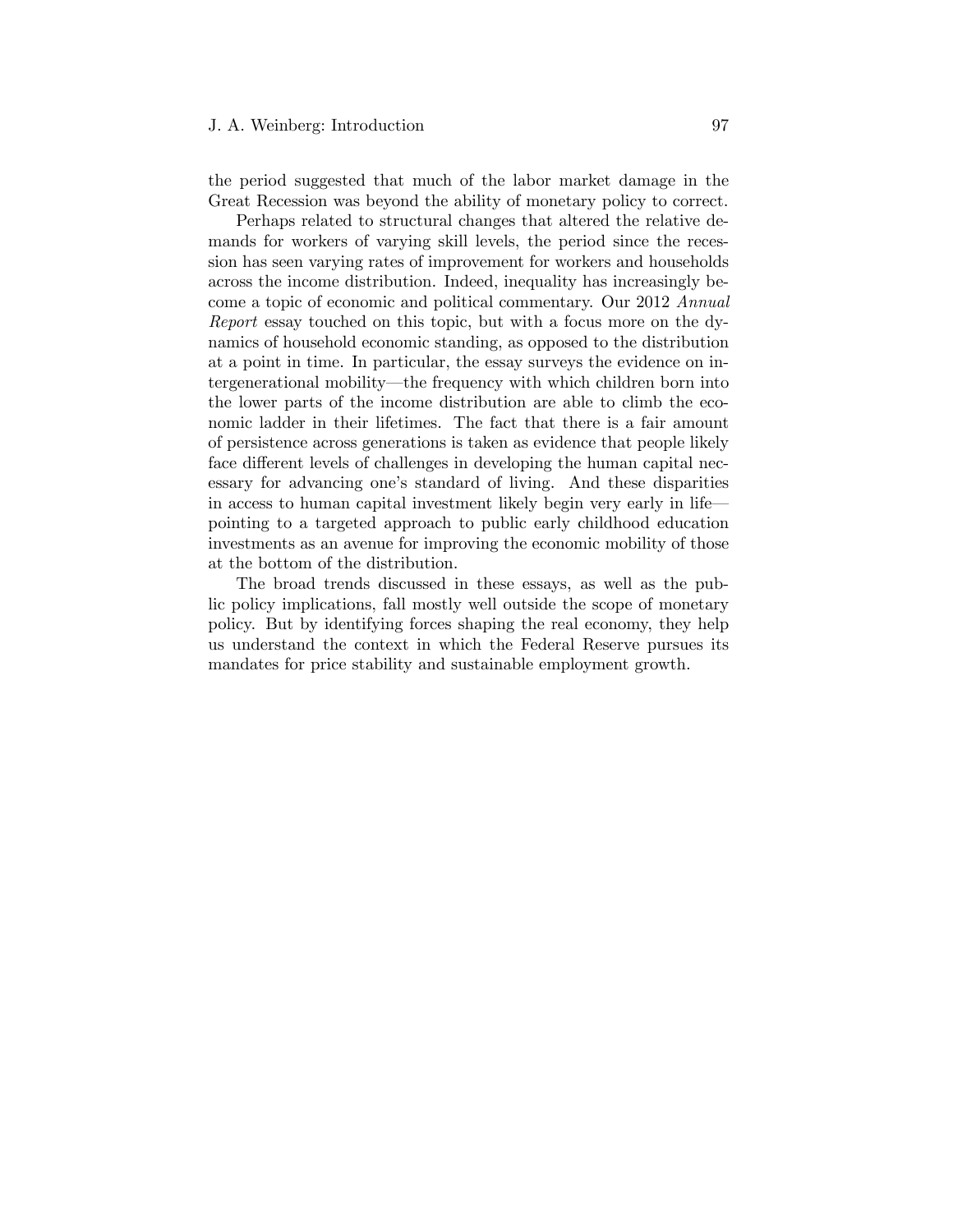the period suggested that much of the labor market damage in the Great Recession was beyond the ability of monetary policy to correct.

Perhaps related to structural changes that altered the relative demands for workers of varying skill levels, the period since the recession has seen varying rates of improvement for workers and households across the income distribution. Indeed, inequality has increasingly become a topic of economic and political commentary. Our 2012 *Annual Report* essay touched on this topic, but with a focus more on the dynamics of household economic standing, as opposed to the distribution at a point in time. In particular, the essay surveys the evidence on intergenerational mobility—the frequency with which children born into the lower parts of the income distribution are able to climb the economic ladder in their lifetimes. The fact that there is a fair amount of persistence across generations is taken as evidence that people likely face different levels of challenges in developing the human capital necessary for advancing one's standard of living. And these disparities in access to human capital investment likely begin very early in life—pointing to a targeted approach to public early childhood education investments as an avenue for improving the economic mobility of those at the bottom of the distribution.

The broad trends discussed in these essays, as well as the public policy implications, fall mostly well outside the scope of monetary policy. But by identifying forces shaping the real economy, they help us understand the context in which the Federal Reserve pursues its mandates for price stability and sustainable employment growth.